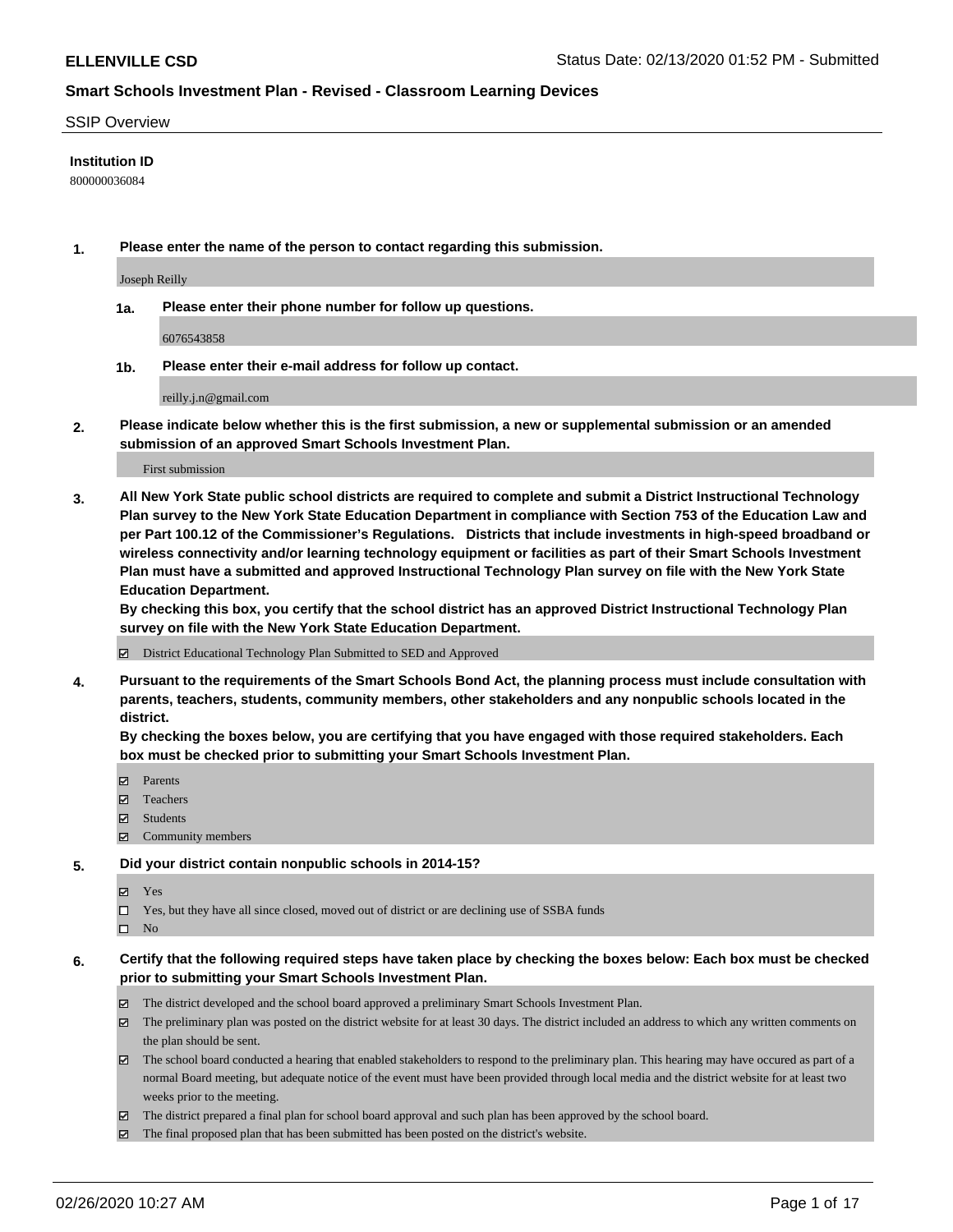## SSIP Overview

**Institution ID**

800000036084

**1. Please enter the name of the person to contact regarding this submission.**

Joseph Reilly

**1a. Please enter their phone number for follow up questions.**

6076543858

**1b. Please enter their e-mail address for follow up contact.**

reilly.j.n@gmail.com

**2. Please indicate below whether this is the first submission, a new or supplemental submission or an amended submission of an approved Smart Schools Investment Plan.**

First submission

**3. All New York State public school districts are required to complete and submit a District Instructional Technology Plan survey to the New York State Education Department in compliance with Section 753 of the Education Law and per Part 100.12 of the Commissioner's Regulations. Districts that include investments in high-speed broadband or wireless connectivity and/or learning technology equipment or facilities as part of their Smart Schools Investment Plan must have a submitted and approved Instructional Technology Plan survey on file with the New York State Education Department.**
**By checking this box, you certify that the school district has an approved District Instructional Technology Plan survey on file with the New York State Education Department.**

- ☑ District Educational Technology Plan Submitted to SED and Approved

**4. Pursuant to the requirements of the Smart Schools Bond Act, the planning process must include consultation with parents, teachers, students, community members, other stakeholders and any nonpublic schools located in the district.**
**By checking the boxes below, you are certifying that you have engaged with those required stakeholders. Each box must be checked prior to submitting your Smart Schools Investment Plan.**

- ☑ Parents
- ☑ Teachers
- ☑ Students
- ☑ Community members

**5. Did your district contain nonpublic schools in 2014-15?**

- ☑ Yes
- ☐ Yes, but they have all since closed, moved out of district or are declining use of SSBA funds
- ☐ No

**6. Certify that the following required steps have taken place by checking the boxes below: Each box must be checked prior to submitting your Smart Schools Investment Plan.**

- ☑ The district developed and the school board approved a preliminary Smart Schools Investment Plan.
- ☑ The preliminary plan was posted on the district website for at least 30 days. The district included an address to which any written comments on the plan should be sent.
- ☑ The school board conducted a hearing that enabled stakeholders to respond to the preliminary plan. This hearing may have occured as part of a normal Board meeting, but adequate notice of the event must have been provided through local media and the district website for at least two weeks prior to the meeting.
- ☑ The district prepared a final plan for school board approval and such plan has been approved by the school board.
- ☑ The final proposed plan that has been submitted has been posted on the district's website.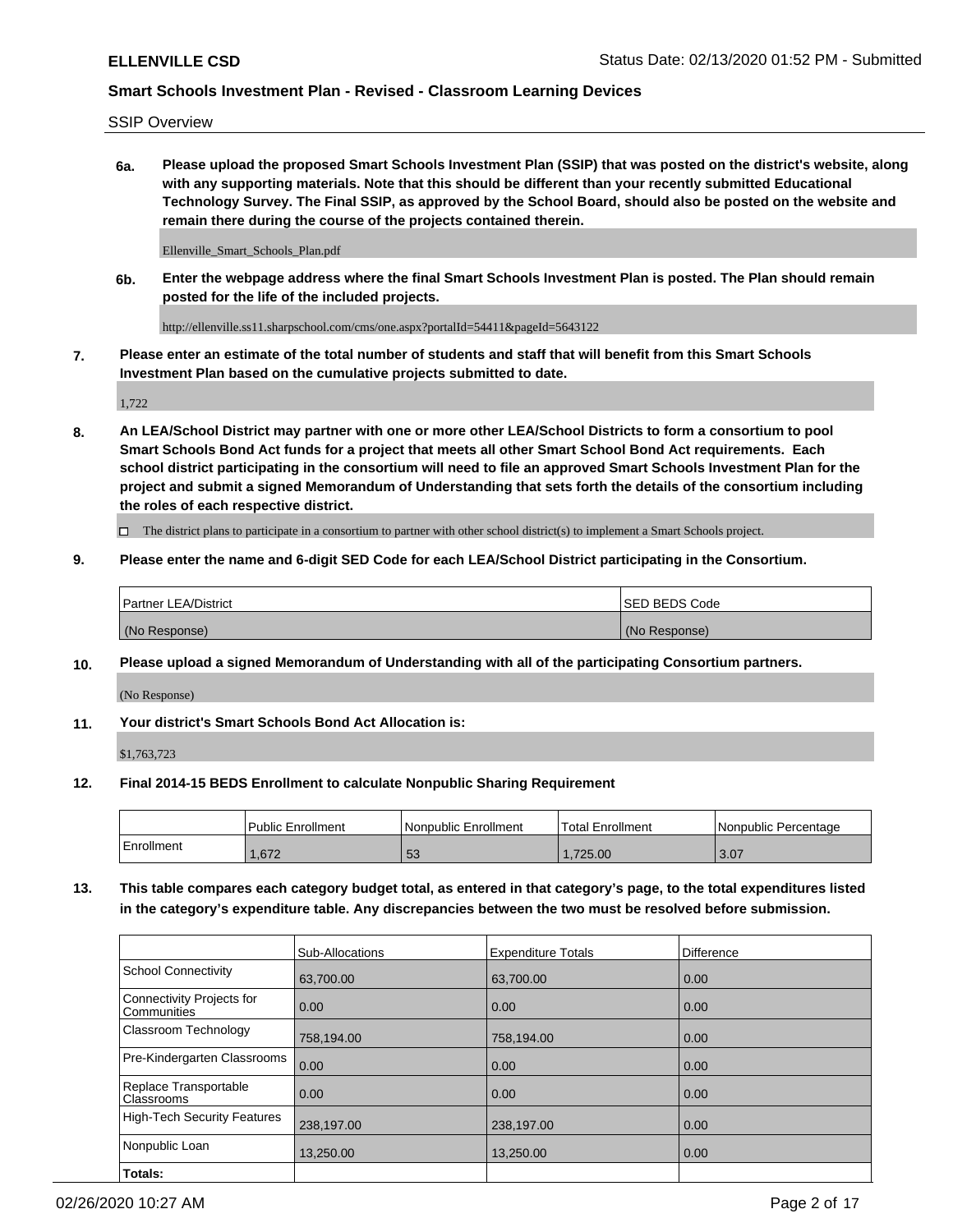SSIP Overview

**6a. Please upload the proposed Smart Schools Investment Plan (SSIP) that was posted on the district's website, along with any supporting materials. Note that this should be different than your recently submitted Educational Technology Survey. The Final SSIP, as approved by the School Board, should also be posted on the website and remain there during the course of the projects contained therein.**

Ellenville_Smart_Schools_Plan.pdf

**6b. Enter the webpage address where the final Smart Schools Investment Plan is posted. The Plan should remain posted for the life of the included projects.**

http://ellenville.ss11.sharpschool.com/cms/one.aspx?portalId=54411&pageId=5643122

**7. Please enter an estimate of the total number of students and staff that will benefit from this Smart Schools Investment Plan based on the cumulative projects submitted to date.**

1,722

**8. An LEA/School District may partner with one or more other LEA/School Districts to form a consortium to pool Smart Schools Bond Act funds for a project that meets all other Smart School Bond Act requirements. Each school district participating in the consortium will need to file an approved Smart Schools Investment Plan for the project and submit a signed Memorandum of Understanding that sets forth the details of the consortium including the roles of each respective district.**

☐ The district plans to participate in a consortium to partner with other school district(s) to implement a Smart Schools project.

**9. Please enter the name and 6-digit SED Code for each LEA/School District participating in the Consortium.**

| Partner LEA/District | SED BEDS Code |
|---|---|
| (No Response) | (No Response) |

**10. Please upload a signed Memorandum of Understanding with all of the participating Consortium partners.**

(No Response)

**11. Your district's Smart Schools Bond Act Allocation is:**

$1,763,723

**12. Final 2014-15 BEDS Enrollment to calculate Nonpublic Sharing Requirement**

| | Public Enrollment | Nonpublic Enrollment | Total Enrollment | Nonpublic Percentage |
|---|---|---|---|---|
| Enrollment | 1,672 | 53 | 1,725.00 | 3.07 |

**13. This table compares each category budget total, as entered in that category's page, to the total expenditures listed in the category's expenditure table. Any discrepancies between the two must be resolved before submission.**

| | Sub-Allocations | Expenditure Totals | Difference |
|---|---|---|---|
| School Connectivity | 63,700.00 | 63,700.00 | 0.00 |
| Connectivity Projects for Communities | 0.00 | 0.00 | 0.00 |
| Classroom Technology | 758,194.00 | 758,194.00 | 0.00 |
| Pre-Kindergarten Classrooms | 0.00 | 0.00 | 0.00 |
| Replace Transportable Classrooms | 0.00 | 0.00 | 0.00 |
| High-Tech Security Features | 238,197.00 | 238,197.00 | 0.00 |
| Nonpublic Loan | 13,250.00 | 13,250.00 | 0.00 |
| **Totals:** | | | |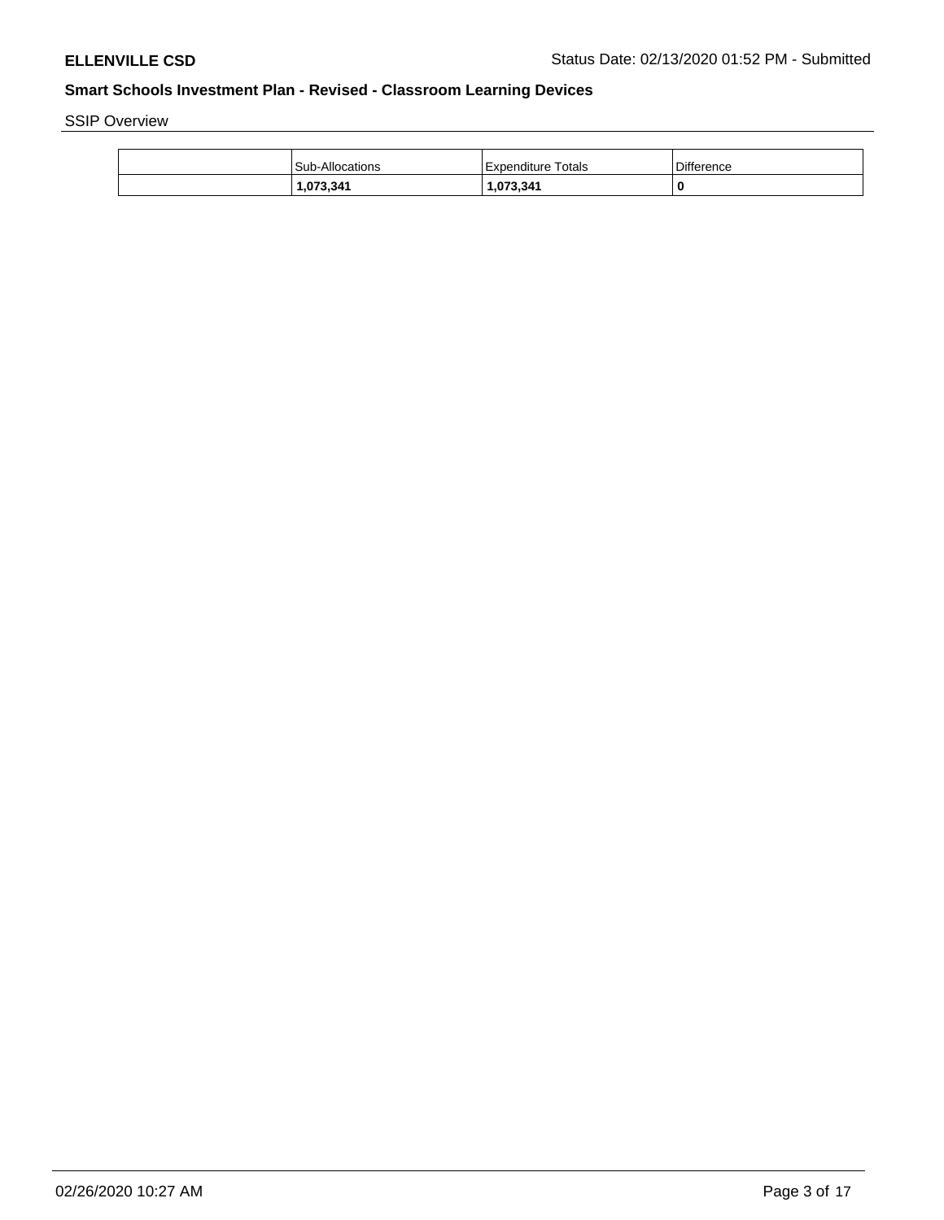**ELLENVILLE CSD** Status Date: 02/13/2020 01:52 PM - Submitted

## Smart Schools Investment Plan - Revised - Classroom Learning Devices

SSIP Overview

| | Sub-Allocations | Expenditure Totals | Difference |
|---|---|---|---|
| | **1,073,341** | **1,073,341** | **0** |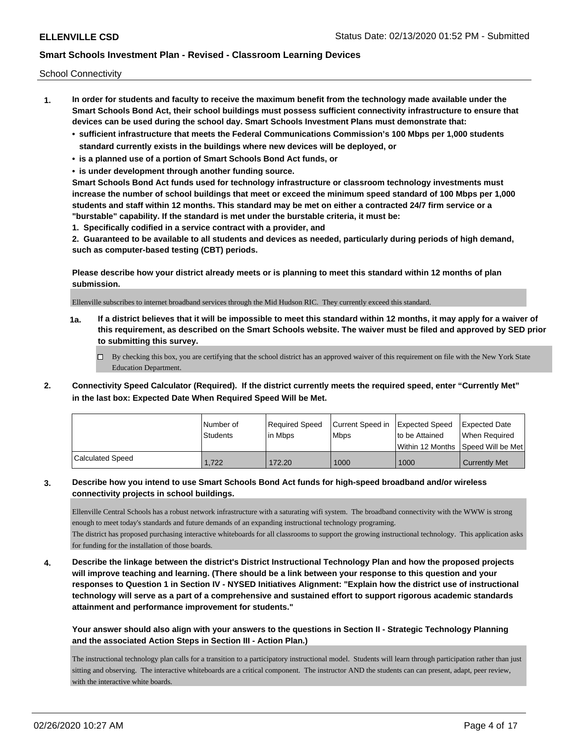School Connectivity

1. **In order for students and faculty to receive the maximum benefit from the technology made available under the Smart Schools Bond Act, their school buildings must possess sufficient connectivity infrastructure to ensure that devices can be used during the school day. Smart Schools Investment Plans must demonstrate that:**
   - **sufficient infrastructure that meets the Federal Communications Commission's 100 Mbps per 1,000 students standard currently exists in the buildings where new devices will be deployed, or**
   - **is a planned use of a portion of Smart Schools Bond Act funds, or**
   - **is under development through another funding source.**

   **Smart Schools Bond Act funds used for technology infrastructure or classroom technology investments must increase the number of school buildings that meet or exceed the minimum speed standard of 100 Mbps per 1,000 students and staff within 12 months. This standard may be met on either a contracted 24/7 firm service or a "burstable" capability. If the standard is met under the burstable criteria, it must be:**

   **1. Specifically codified in a service contract with a provider, and**

   **2. Guaranteed to be available to all students and devices as needed, particularly during periods of high demand, such as computer-based testing (CBT) periods.**

   **Please describe how your district already meets or is planning to meet this standard within 12 months of plan submission.**

   Ellenville subscribes to internet broadband services through the Mid Hudson RIC. They currently exceed this standard.

   **1a. If a district believes that it will be impossible to meet this standard within 12 months, it may apply for a waiver of this requirement, as described on the Smart Schools website. The waiver must be filed and approved by SED prior to submitting this survey.**

   ☐ By checking this box, you are certifying that the school district has an approved waiver of this requirement on file with the New York State Education Department.

2. **Connectivity Speed Calculator (Required). If the district currently meets the required speed, enter "Currently Met" in the last box: Expected Date When Required Speed Will be Met.**

| | Number of Students | Required Speed in Mbps | Current Speed in Mbps | Expected Speed to be Attained Within 12 Months | Expected Date When Required Speed Will be Met |
|---|---|---|---|---|---|
| Calculated Speed | 1,722 | 172.20 | 1000 | 1000 | Currently Met |

3. **Describe how you intend to use Smart Schools Bond Act funds for high-speed broadband and/or wireless connectivity projects in school buildings.**

   Ellenville Central Schools has a robust network infrastructure with a saturating wifi system. The broadband connectivity with the WWW is strong enough to meet today's standards and future demands of an expanding instructional technology programing.
   The district has proposed purchasing interactive whiteboards for all classrooms to support the growing instructional technology. This application asks for funding for the installation of those boards.

4. **Describe the linkage between the district's District Instructional Technology Plan and how the proposed projects will improve teaching and learning. (There should be a link between your response to this question and your responses to Question 1 in Section IV - NYSED Initiatives Alignment: "Explain how the district use of instructional technology will serve as a part of a comprehensive and sustained effort to support rigorous academic standards attainment and performance improvement for students."**

   **Your answer should also align with your answers to the questions in Section II - Strategic Technology Planning and the associated Action Steps in Section III - Action Plan.)**

   The instructional technology plan calls for a transition to a participatory instructional model. Students will learn through participation rather than just sitting and observing. The interactive whiteboards are a critical component. The instructor AND the students can can present, adapt, peer review, with the interactive white boards.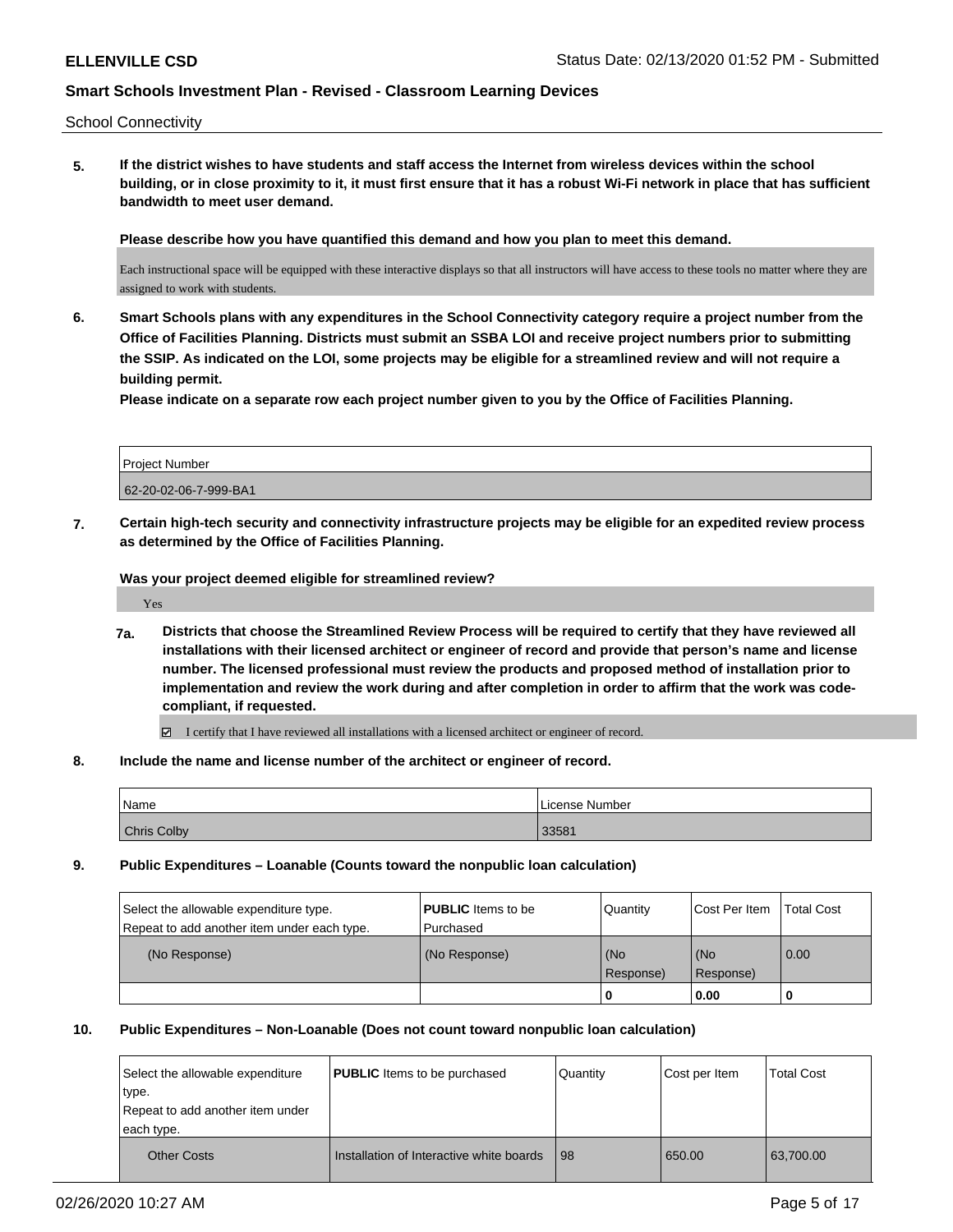School Connectivity

**5. If the district wishes to have students and staff access the Internet from wireless devices within the school building, or in close proximity to it, it must first ensure that it has a robust Wi-Fi network in place that has sufficient bandwidth to meet user demand.**

**Please describe how you have quantified this demand and how you plan to meet this demand.**

Each instructional space will be equipped with these interactive displays so that all instructors will have access to these tools no matter where they are assigned to work with students.

**6. Smart Schools plans with any expenditures in the School Connectivity category require a project number from the Office of Facilities Planning. Districts must submit an SSBA LOI and receive project numbers prior to submitting the SSIP. As indicated on the LOI, some projects may be eligible for a streamlined review and will not require a building permit.**

**Please indicate on a separate row each project number given to you by the Office of Facilities Planning.**

| Project Number |
| --- |
| 62-20-02-06-7-999-BA1 |

**7. Certain high-tech security and connectivity infrastructure projects may be eligible for an expedited review process as determined by the Office of Facilities Planning.**

**Was your project deemed eligible for streamlined review?**

Yes

**7a. Districts that choose the Streamlined Review Process will be required to certify that they have reviewed all installations with their licensed architect or engineer of record and provide that person's name and license number. The licensed professional must review the products and proposed method of installation prior to implementation and review the work during and after completion in order to affirm that the work was code-compliant, if requested.**

☑ I certify that I have reviewed all installations with a licensed architect or engineer of record.

**8. Include the name and license number of the architect or engineer of record.**

| Name | License Number |
| --- | --- |
| Chris Colby | 33581 |

**9. Public Expenditures – Loanable (Counts toward the nonpublic loan calculation)**

| Select the allowable expenditure type. Repeat to add another item under each type. | **PUBLIC** Items to be Purchased | Quantity | Cost Per Item | Total Cost |
| --- | --- | --- | --- | --- |
| (No Response) | (No Response) | (No Response) | (No Response) | 0.00 |
| | | **0** | **0.00** | **0** |

**10. Public Expenditures – Non-Loanable (Does not count toward nonpublic loan calculation)**

| Select the allowable expenditure type. Repeat to add another item under each type. | **PUBLIC** Items to be purchased | Quantity | Cost per Item | Total Cost |
| --- | --- | --- | --- | --- |
| Other Costs | Installation of Interactive white boards | 98 | 650.00 | 63,700.00 |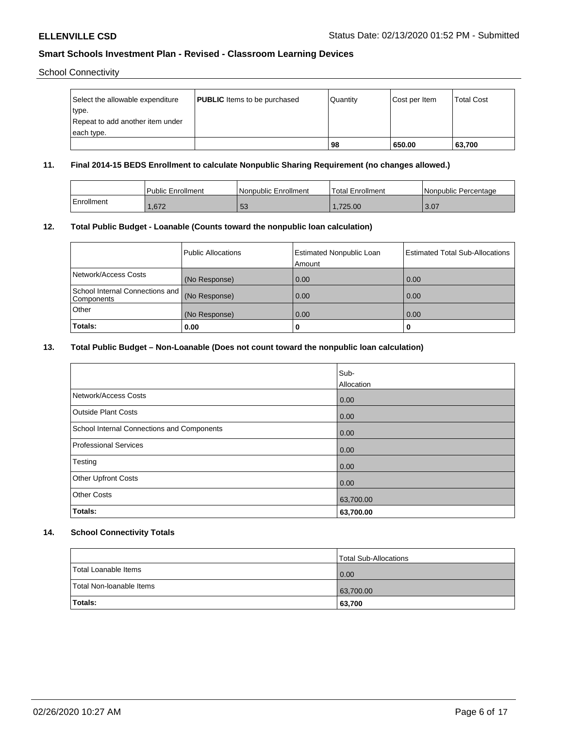School Connectivity

| Select the allowable expenditure type. Repeat to add another item under each type. | **PUBLIC** Items to be purchased | Quantity | Cost per Item | Total Cost |
|---|---|---|---|---|
| | | **98** | **650.00** | **63,700** |

## 11. Final 2014-15 BEDS Enrollment to calculate Nonpublic Sharing Requirement (no changes allowed.)

| | Public Enrollment | Nonpublic Enrollment | Total Enrollment | Nonpublic Percentage |
|---|---|---|---|---|
| Enrollment | 1,672 | 53 | 1,725.00 | 3.07 |

## 12. Total Public Budget - Loanable (Counts toward the nonpublic loan calculation)

| | Public Allocations | Estimated Nonpublic Loan Amount | Estimated Total Sub-Allocations |
|---|---|---|---|
| Network/Access Costs | (No Response) | 0.00 | 0.00 |
| School Internal Connections and Components | (No Response) | 0.00 | 0.00 |
| Other | (No Response) | 0.00 | 0.00 |
| **Totals:** | **0.00** | **0** | **0** |

## 13. Total Public Budget – Non-Loanable (Does not count toward the nonpublic loan calculation)

| | Sub-Allocation |
|---|---|
| Network/Access Costs | 0.00 |
| Outside Plant Costs | 0.00 |
| School Internal Connections and Components | 0.00 |
| Professional Services | 0.00 |
| Testing | 0.00 |
| Other Upfront Costs | 0.00 |
| Other Costs | 63,700.00 |
| **Totals:** | **63,700.00** |

## 14. School Connectivity Totals

| | Total Sub-Allocations |
|---|---|
| Total Loanable Items | 0.00 |
| Total Non-loanable Items | 63,700.00 |
| **Totals:** | **63,700** |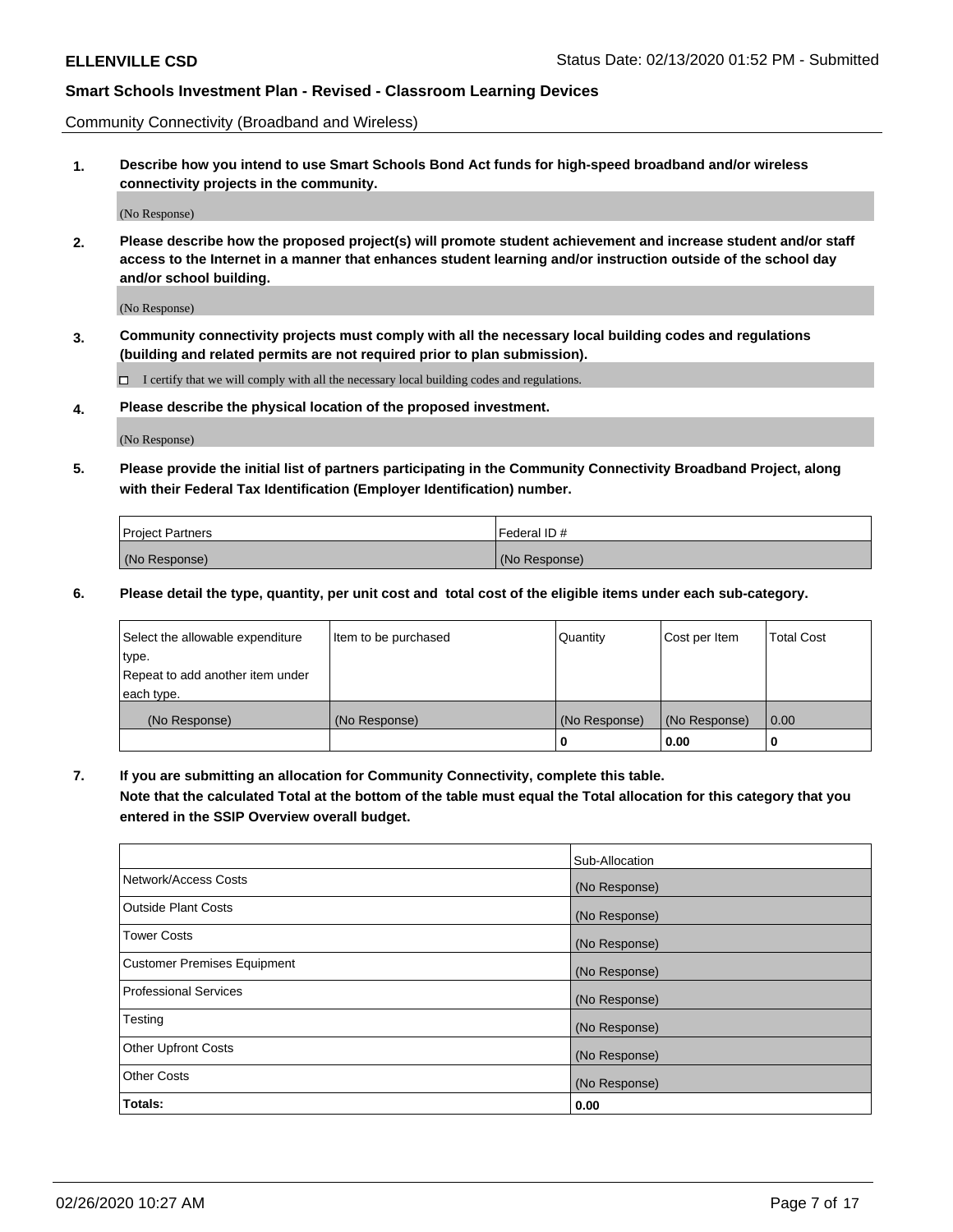Community Connectivity (Broadband and Wireless)

**1. Describe how you intend to use Smart Schools Bond Act funds for high-speed broadband and/or wireless connectivity projects in the community.**

(No Response)

**2. Please describe how the proposed project(s) will promote student achievement and increase student and/or staff access to the Internet in a manner that enhances student learning and/or instruction outside of the school day and/or school building.**

(No Response)

**3. Community connectivity projects must comply with all the necessary local building codes and regulations (building and related permits are not required prior to plan submission).**

☐ I certify that we will comply with all the necessary local building codes and regulations.

**4. Please describe the physical location of the proposed investment.**

(No Response)

**5. Please provide the initial list of partners participating in the Community Connectivity Broadband Project, along with their Federal Tax Identification (Employer Identification) number.**

| Project Partners | Federal ID # |
|---|---|
| (No Response) | (No Response) |

**6. Please detail the type, quantity, per unit cost and total cost of the eligible items under each sub-category.**

| Select the allowable expenditure type. Repeat to add another item under each type. | Item to be purchased | Quantity | Cost per Item | Total Cost |
|---|---|---|---|---|
| (No Response) | (No Response) | (No Response) | (No Response) | 0.00 |
| | | **0** | **0.00** | **0** |

**7. If you are submitting an allocation for Community Connectivity, complete this table. Note that the calculated Total at the bottom of the table must equal the Total allocation for this category that you entered in the SSIP Overview overall budget.**

| | Sub-Allocation |
|---|---|
| Network/Access Costs | (No Response) |
| Outside Plant Costs | (No Response) |
| Tower Costs | (No Response) |
| Customer Premises Equipment | (No Response) |
| Professional Services | (No Response) |
| Testing | (No Response) |
| Other Upfront Costs | (No Response) |
| Other Costs | (No Response) |
| **Totals:** | **0.00** |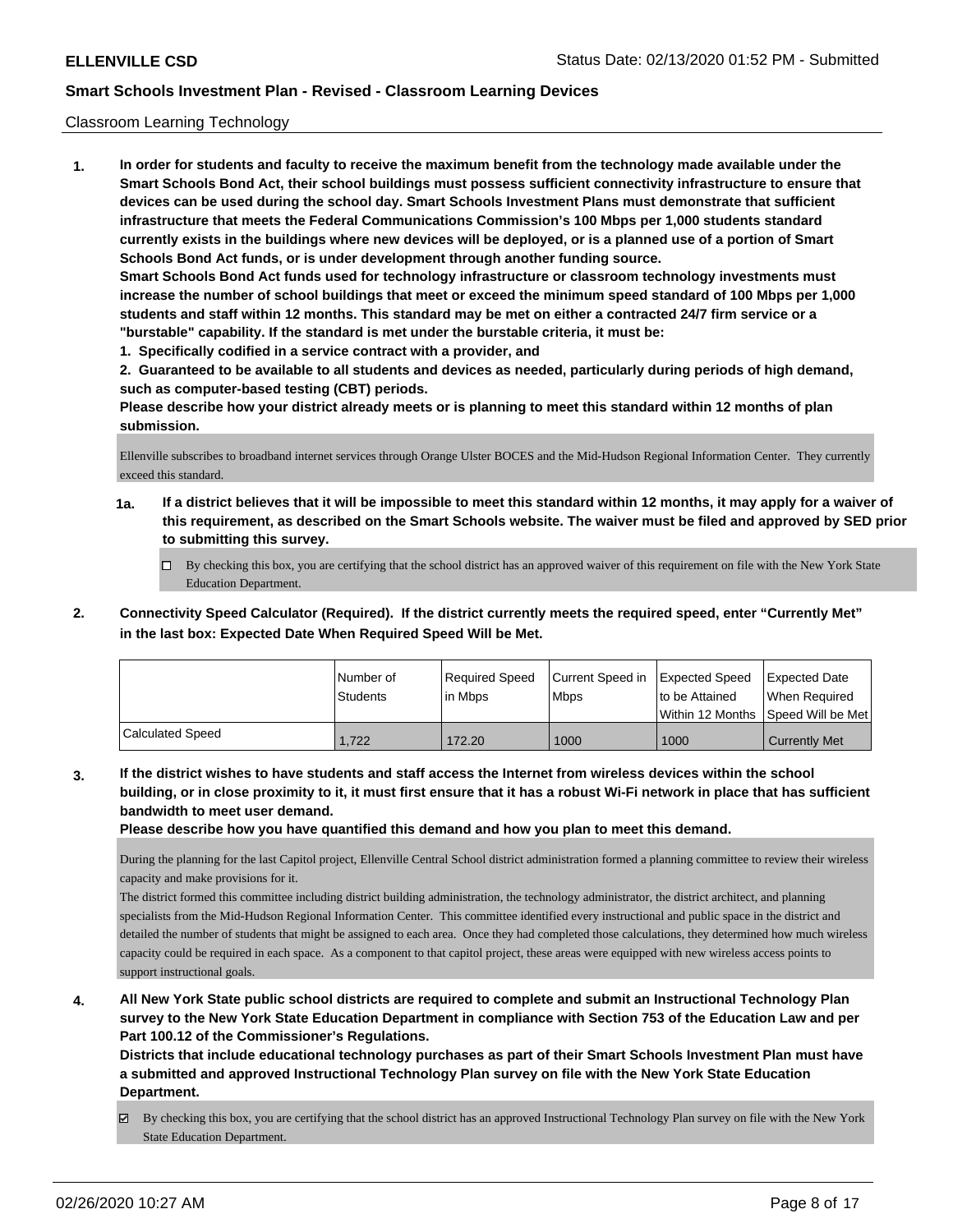## Smart Schools Investment Plan - Revised - Classroom Learning Devices

Classroom Learning Technology

**1. In order for students and faculty to receive the maximum benefit from the technology made available under the Smart Schools Bond Act, their school buildings must possess sufficient connectivity infrastructure to ensure that devices can be used during the school day. Smart Schools Investment Plans must demonstrate that sufficient infrastructure that meets the Federal Communications Commission's 100 Mbps per 1,000 students standard currently exists in the buildings where new devices will be deployed, or is a planned use of a portion of Smart Schools Bond Act funds, or is under development through another funding source.**

**Smart Schools Bond Act funds used for technology infrastructure or classroom technology investments must increase the number of school buildings that meet or exceed the minimum speed standard of 100 Mbps per 1,000 students and staff within 12 months. This standard may be met on either a contracted 24/7 firm service or a "burstable" capability. If the standard is met under the burstable criteria, it must be:**

**1. Specifically codified in a service contract with a provider, and**

**2. Guaranteed to be available to all students and devices as needed, particularly during periods of high demand, such as computer-based testing (CBT) periods.**

**Please describe how your district already meets or is planning to meet this standard within 12 months of plan submission.**

Ellenville subscribes to broadband internet services through Orange Ulster BOCES and the Mid-Hudson Regional Information Center. They currently exceed this standard.

**1a. If a district believes that it will be impossible to meet this standard within 12 months, it may apply for a waiver of this requirement, as described on the Smart Schools website. The waiver must be filed and approved by SED prior to submitting this survey.**

- ☐ By checking this box, you are certifying that the school district has an approved waiver of this requirement on file with the New York State Education Department.

**2. Connectivity Speed Calculator (Required). If the district currently meets the required speed, enter "Currently Met" in the last box: Expected Date When Required Speed Will be Met.**

| | Number of Students | Required Speed in Mbps | Current Speed in Mbps | Expected Speed to be Attained Within 12 Months | Expected Date When Required Speed Will be Met |
|---|---|---|---|---|---|
| Calculated Speed | 1,722 | 172.20 | 1000 | 1000 | Currently Met |

**3. If the district wishes to have students and staff access the Internet from wireless devices within the school building, or in close proximity to it, it must first ensure that it has a robust Wi-Fi network in place that has sufficient bandwidth to meet user demand.**

**Please describe how you have quantified this demand and how you plan to meet this demand.**

During the planning for the last Capitol project, Ellenville Central School district administration formed a planning committee to review their wireless capacity and make provisions for it.

The district formed this committee including district building administration, the technology administrator, the district architect, and planning specialists from the Mid-Hudson Regional Information Center. This committee identified every instructional and public space in the district and detailed the number of students that might be assigned to each area. Once they had completed those calculations, they determined how much wireless capacity could be required in each space. As a component to that capitol project, these areas were equipped with new wireless access points to support instructional goals.

**4. All New York State public school districts are required to complete and submit an Instructional Technology Plan survey to the New York State Education Department in compliance with Section 753 of the Education Law and per Part 100.12 of the Commissioner's Regulations.**

**Districts that include educational technology purchases as part of their Smart Schools Investment Plan must have a submitted and approved Instructional Technology Plan survey on file with the New York State Education Department.**

- ☑ By checking this box, you are certifying that the school district has an approved Instructional Technology Plan survey on file with the New York State Education Department.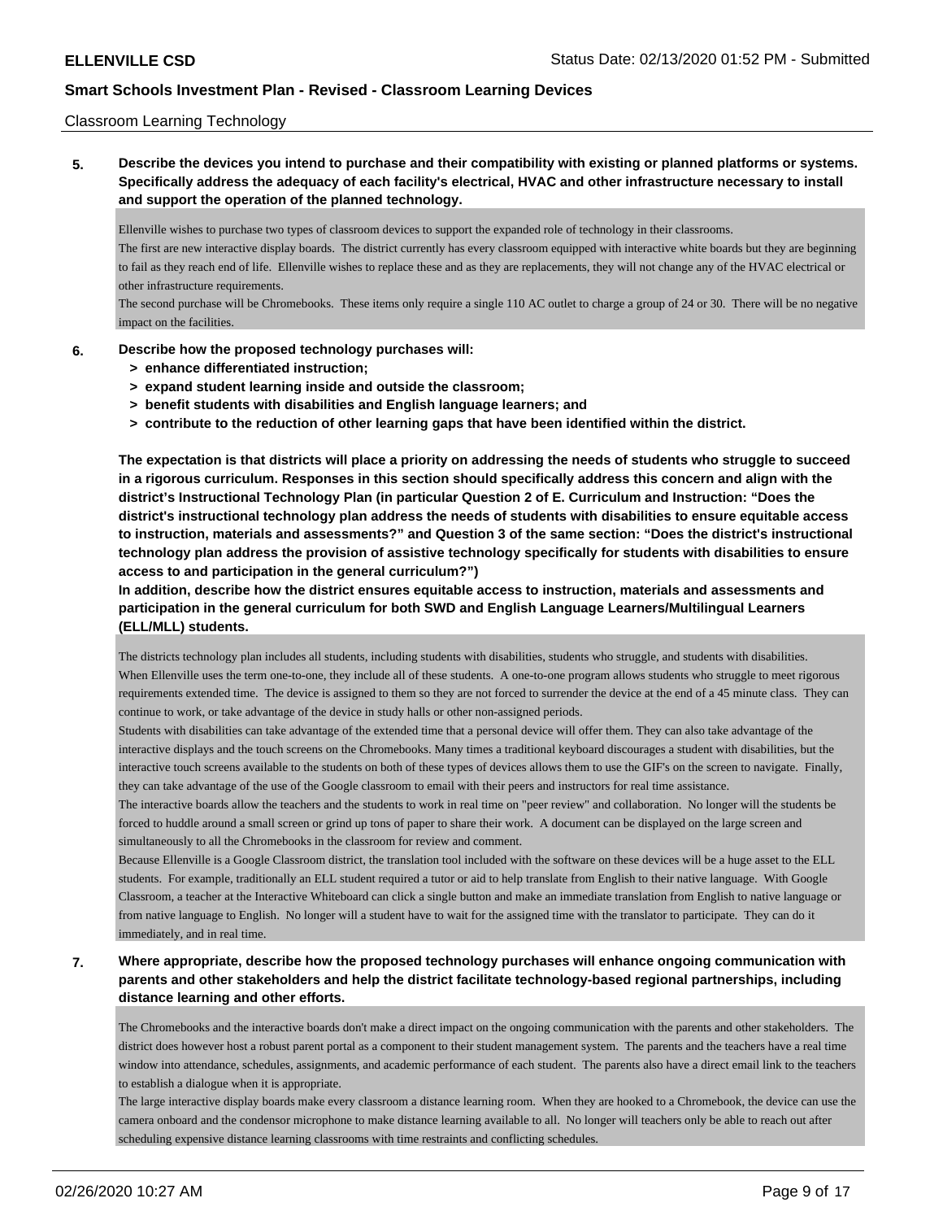Classroom Learning Technology

**5. Describe the devices you intend to purchase and their compatibility with existing or planned platforms or systems. Specifically address the adequacy of each facility's electrical, HVAC and other infrastructure necessary to install and support the operation of the planned technology.**

Ellenville wishes to purchase two types of classroom devices to support the expanded role of technology in their classrooms.
The first are new interactive display boards. The district currently has every classroom equipped with interactive white boards but they are beginning to fail as they reach end of life. Ellenville wishes to replace these and as they are replacements, they will not change any of the HVAC electrical or other infrastructure requirements.
The second purchase will be Chromebooks. These items only require a single 110 AC outlet to charge a group of 24 or 30. There will be no negative impact on the facilities.

**6. Describe how the proposed technology purchases will:**
- **> enhance differentiated instruction;**
- **> expand student learning inside and outside the classroom;**
- **> benefit students with disabilities and English language learners; and**
- **> contribute to the reduction of other learning gaps that have been identified within the district.**

**The expectation is that districts will place a priority on addressing the needs of students who struggle to succeed in a rigorous curriculum. Responses in this section should specifically address this concern and align with the district's Instructional Technology Plan (in particular Question 2 of E. Curriculum and Instruction: "Does the district's instructional technology plan address the needs of students with disabilities to ensure equitable access to instruction, materials and assessments?" and Question 3 of the same section: "Does the district's instructional technology plan address the provision of assistive technology specifically for students with disabilities to ensure access to and participation in the general curriculum?")**
**In addition, describe how the district ensures equitable access to instruction, materials and assessments and participation in the general curriculum for both SWD and English Language Learners/Multilingual Learners (ELL/MLL) students.**

The districts technology plan includes all students, including students with disabilities, students who struggle, and students with disabilities.
When Ellenville uses the term one-to-one, they include all of these students. A one-to-one program allows students who struggle to meet rigorous requirements extended time. The device is assigned to them so they are not forced to surrender the device at the end of a 45 minute class. They can continue to work, or take advantage of the device in study halls or other non-assigned periods.
Students with disabilities can take advantage of the extended time that a personal device will offer them. They can also take advantage of the interactive displays and the touch screens on the Chromebooks. Many times a traditional keyboard discourages a student with disabilities, but the interactive touch screens available to the students on both of these types of devices allows them to use the GIF's on the screen to navigate. Finally, they can take advantage of the use of the Google classroom to email with their peers and instructors for real time assistance.
The interactive boards allow the teachers and the students to work in real time on "peer review" and collaboration. No longer will the students be forced to huddle around a small screen or grind up tons of paper to share their work. A document can be displayed on the large screen and simultaneously to all the Chromebooks in the classroom for review and comment.
Because Ellenville is a Google Classroom district, the translation tool included with the software on these devices will be a huge asset to the ELL students. For example, traditionally an ELL student required a tutor or aid to help translate from English to their native language. With Google Classroom, a teacher at the Interactive Whiteboard can click a single button and make an immediate translation from English to native language or from native language to English. No longer will a student have to wait for the assigned time with the translator to participate. They can do it immediately, and in real time.

**7. Where appropriate, describe how the proposed technology purchases will enhance ongoing communication with parents and other stakeholders and help the district facilitate technology-based regional partnerships, including distance learning and other efforts.**

The Chromebooks and the interactive boards don't make a direct impact on the ongoing communication with the parents and other stakeholders. The district does however host a robust parent portal as a component to their student management system. The parents and the teachers have a real time window into attendance, schedules, assignments, and academic performance of each student. The parents also have a direct email link to the teachers to establish a dialogue when it is appropriate.
The large interactive display boards make every classroom a distance learning room. When they are hooked to a Chromebook, the device can use the camera onboard and the condensor microphone to make distance learning available to all. No longer will teachers only be able to reach out after scheduling expensive distance learning classrooms with time restraints and conflicting schedules.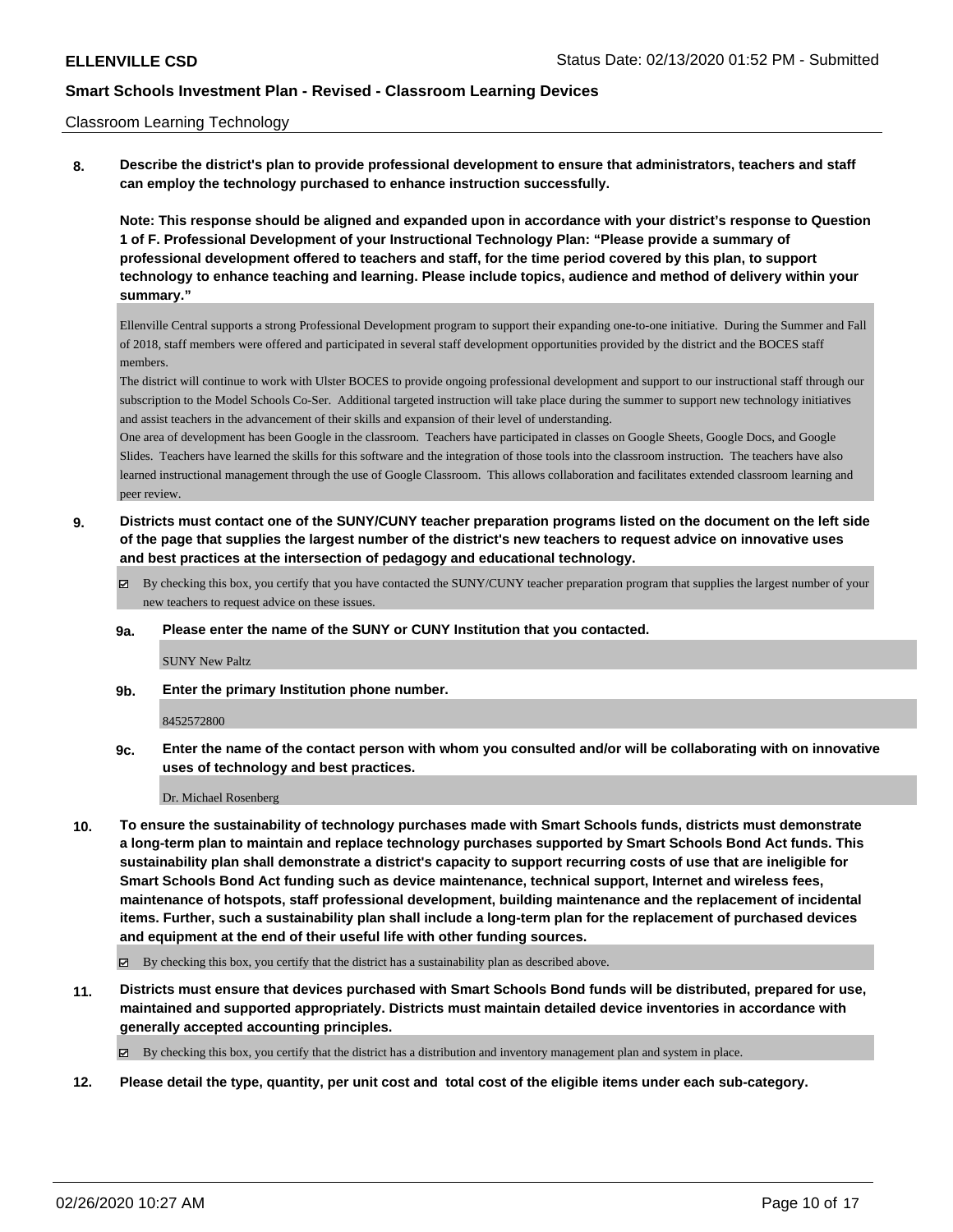Classroom Learning Technology

**8. Describe the district's plan to provide professional development to ensure that administrators, teachers and staff can employ the technology purchased to enhance instruction successfully.**

**Note: This response should be aligned and expanded upon in accordance with your district's response to Question 1 of F. Professional Development of your Instructional Technology Plan: "Please provide a summary of professional development offered to teachers and staff, for the time period covered by this plan, to support technology to enhance teaching and learning. Please include topics, audience and method of delivery within your summary."**

Ellenville Central supports a strong Professional Development program to support their expanding one-to-one initiative. During the Summer and Fall of 2018, staff members were offered and participated in several staff development opportunities provided by the district and the BOCES staff members.

The district will continue to work with Ulster BOCES to provide ongoing professional development and support to our instructional staff through our subscription to the Model Schools Co-Ser. Additional targeted instruction will take place during the summer to support new technology initiatives and assist teachers in the advancement of their skills and expansion of their level of understanding.

One area of development has been Google in the classroom. Teachers have participated in classes on Google Sheets, Google Docs, and Google Slides. Teachers have learned the skills for this software and the integration of those tools into the classroom instruction. The teachers have also learned instructional management through the use of Google Classroom. This allows collaboration and facilitates extended classroom learning and peer review.

**9. Districts must contact one of the SUNY/CUNY teacher preparation programs listed on the document on the left side of the page that supplies the largest number of the district's new teachers to request advice on innovative uses and best practices at the intersection of pedagogy and educational technology.**

☑ By checking this box, you certify that you have contacted the SUNY/CUNY teacher preparation program that supplies the largest number of your new teachers to request advice on these issues.

**9a. Please enter the name of the SUNY or CUNY Institution that you contacted.**

SUNY New Paltz

**9b. Enter the primary Institution phone number.**

8452572800

**9c. Enter the name of the contact person with whom you consulted and/or will be collaborating with on innovative uses of technology and best practices.**

Dr. Michael Rosenberg

**10. To ensure the sustainability of technology purchases made with Smart Schools funds, districts must demonstrate a long-term plan to maintain and replace technology purchases supported by Smart Schools Bond Act funds. This sustainability plan shall demonstrate a district's capacity to support recurring costs of use that are ineligible for Smart Schools Bond Act funding such as device maintenance, technical support, Internet and wireless fees, maintenance of hotspots, staff professional development, building maintenance and the replacement of incidental items. Further, such a sustainability plan shall include a long-term plan for the replacement of purchased devices and equipment at the end of their useful life with other funding sources.**

☑ By checking this box, you certify that the district has a sustainability plan as described above.

**11. Districts must ensure that devices purchased with Smart Schools Bond funds will be distributed, prepared for use, maintained and supported appropriately. Districts must maintain detailed device inventories in accordance with generally accepted accounting principles.**

☑ By checking this box, you certify that the district has a distribution and inventory management plan and system in place.

**12. Please detail the type, quantity, per unit cost and total cost of the eligible items under each sub-category.**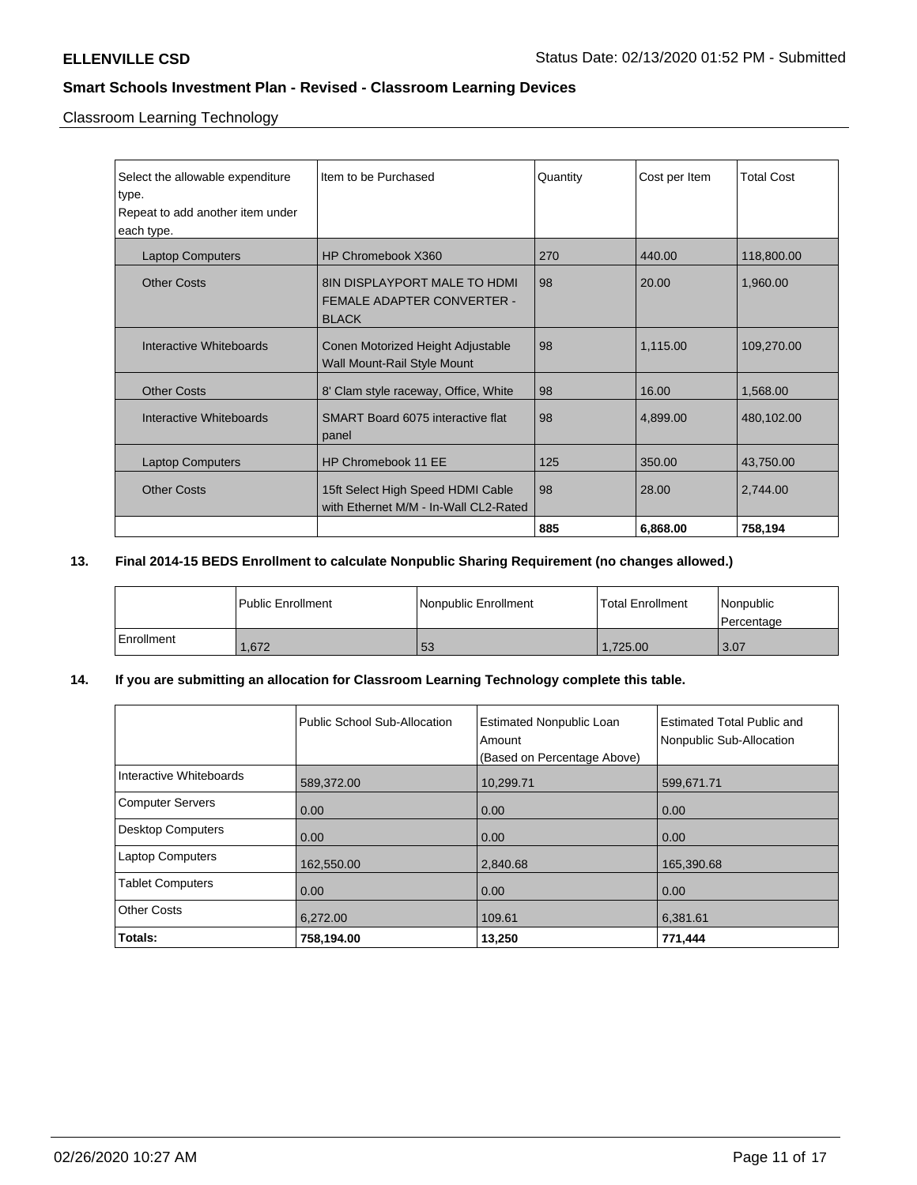**ELLENVILLE CSD**

Status Date: 02/13/2020 01:52 PM - Submitted

## Smart Schools Investment Plan - Revised - Classroom Learning Devices

Classroom Learning Technology

| Select the allowable expenditure type. Repeat to add another item under each type. | Item to be Purchased | Quantity | Cost per Item | Total Cost |
|---|---|---|---|---|
| Laptop Computers | HP Chromebook X360 | 270 | 440.00 | 118,800.00 |
| Other Costs | 8IN DISPLAYPORT MALE TO HDMI FEMALE ADAPTER CONVERTER - BLACK | 98 | 20.00 | 1,960.00 |
| Interactive Whiteboards | Conen Motorized Height Adjustable Wall Mount-Rail Style Mount | 98 | 1,115.00 | 109,270.00 |
| Other Costs | 8' Clam style raceway, Office, White | 98 | 16.00 | 1,568.00 |
| Interactive Whiteboards | SMART Board 6075 interactive flat panel | 98 | 4,899.00 | 480,102.00 |
| Laptop Computers | HP Chromebook 11 EE | 125 | 350.00 | 43,750.00 |
| Other Costs | 15ft Select High Speed HDMI Cable with Ethernet M/M - In-Wall CL2-Rated | 98 | 28.00 | 2,744.00 |
| | | **885** | **6,868.00** | **758,194** |

**13. Final 2014-15 BEDS Enrollment to calculate Nonpublic Sharing Requirement (no changes allowed.)**

| | Public Enrollment | Nonpublic Enrollment | Total Enrollment | Nonpublic Percentage |
|---|---|---|---|---|
| Enrollment | 1,672 | 53 | 1,725.00 | 3.07 |

**14. If you are submitting an allocation for Classroom Learning Technology complete this table.**

| | Public School Sub-Allocation | Estimated Nonpublic Loan Amount (Based on Percentage Above) | Estimated Total Public and Nonpublic Sub-Allocation |
|---|---|---|---|
| Interactive Whiteboards | 589,372.00 | 10,299.71 | 599,671.71 |
| Computer Servers | 0.00 | 0.00 | 0.00 |
| Desktop Computers | 0.00 | 0.00 | 0.00 |
| Laptop Computers | 162,550.00 | 2,840.68 | 165,390.68 |
| Tablet Computers | 0.00 | 0.00 | 0.00 |
| Other Costs | 6,272.00 | 109.61 | 6,381.61 |
| **Totals:** | **758,194.00** | **13,250** | **771,444** |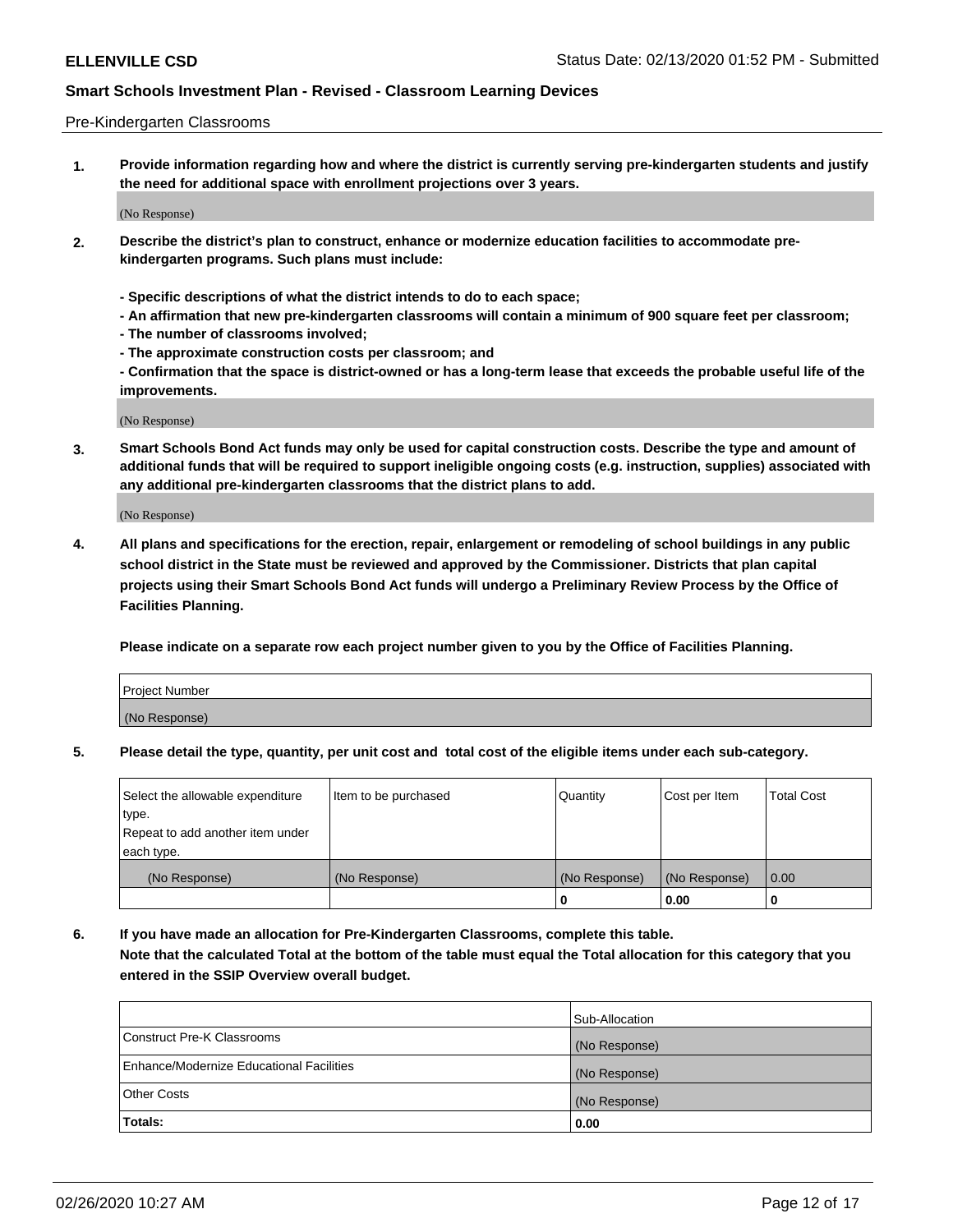Pre-Kindergarten Classrooms

**1. Provide information regarding how and where the district is currently serving pre-kindergarten students and justify the need for additional space with enrollment projections over 3 years.**

(No Response)

**2. Describe the district's plan to construct, enhance or modernize education facilities to accommodate pre-kindergarten programs. Such plans must include:**

**- Specific descriptions of what the district intends to do to each space;**
**- An affirmation that new pre-kindergarten classrooms will contain a minimum of 900 square feet per classroom;**
**- The number of classrooms involved;**
**- The approximate construction costs per classroom; and**
**- Confirmation that the space is district-owned or has a long-term lease that exceeds the probable useful life of the improvements.**

(No Response)

**3. Smart Schools Bond Act funds may only be used for capital construction costs. Describe the type and amount of additional funds that will be required to support ineligible ongoing costs (e.g. instruction, supplies) associated with any additional pre-kindergarten classrooms that the district plans to add.**

(No Response)

**4. All plans and specifications for the erection, repair, enlargement or remodeling of school buildings in any public school district in the State must be reviewed and approved by the Commissioner. Districts that plan capital projects using their Smart Schools Bond Act funds will undergo a Preliminary Review Process by the Office of Facilities Planning.**

**Please indicate on a separate row each project number given to you by the Office of Facilities Planning.**

| Project Number |
|---|
| (No Response) |

**5. Please detail the type, quantity, per unit cost and total cost of the eligible items under each sub-category.**

| Select the allowable expenditure type. Repeat to add another item under each type. | Item to be purchased | Quantity | Cost per Item | Total Cost |
|---|---|---|---|---|
| (No Response) | (No Response) | (No Response) | (No Response) | 0.00 |
| | | 0 | 0.00 | 0 |

**6. If you have made an allocation for Pre-Kindergarten Classrooms, complete this table. Note that the calculated Total at the bottom of the table must equal the Total allocation for this category that you entered in the SSIP Overview overall budget.**

| | Sub-Allocation |
|---|---|
| Construct Pre-K Classrooms | (No Response) |
| Enhance/Modernize Educational Facilities | (No Response) |
| Other Costs | (No Response) |
| **Totals:** | 0.00 |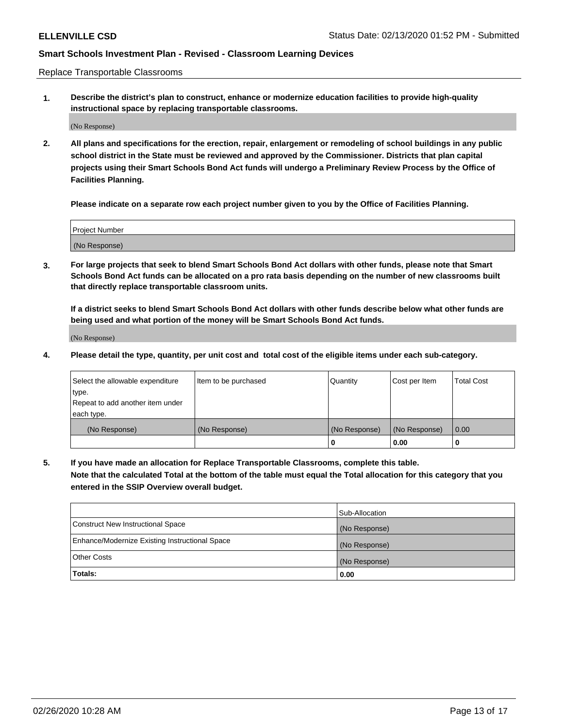Replace Transportable Classrooms

**1. Describe the district's plan to construct, enhance or modernize education facilities to provide high-quality instructional space by replacing transportable classrooms.**

(No Response)

**2. All plans and specifications for the erection, repair, enlargement or remodeling of school buildings in any public school district in the State must be reviewed and approved by the Commissioner. Districts that plan capital projects using their Smart Schools Bond Act funds will undergo a Preliminary Review Process by the Office of Facilities Planning.**

**Please indicate on a separate row each project number given to you by the Office of Facilities Planning.**

| Project Number |
| --- |
| (No Response) |

**3. For large projects that seek to blend Smart Schools Bond Act dollars with other funds, please note that Smart Schools Bond Act funds can be allocated on a pro rata basis depending on the number of new classrooms built that directly replace transportable classroom units.**

**If a district seeks to blend Smart Schools Bond Act dollars with other funds describe below what other funds are being used and what portion of the money will be Smart Schools Bond Act funds.**

(No Response)

**4. Please detail the type, quantity, per unit cost and total cost of the eligible items under each sub-category.**

| Select the allowable expenditure type. Repeat to add another item under each type. | Item to be purchased | Quantity | Cost per Item | Total Cost |
| --- | --- | --- | --- | --- |
| (No Response) | (No Response) | (No Response) | (No Response) | 0.00 |
| | | 0 | 0.00 | 0 |

**5. If you have made an allocation for Replace Transportable Classrooms, complete this table. Note that the calculated Total at the bottom of the table must equal the Total allocation for this category that you entered in the SSIP Overview overall budget.**

| | Sub-Allocation |
| --- | --- |
| Construct New Instructional Space | (No Response) |
| Enhance/Modernize Existing Instructional Space | (No Response) |
| Other Costs | (No Response) |
| **Totals:** | **0.00** |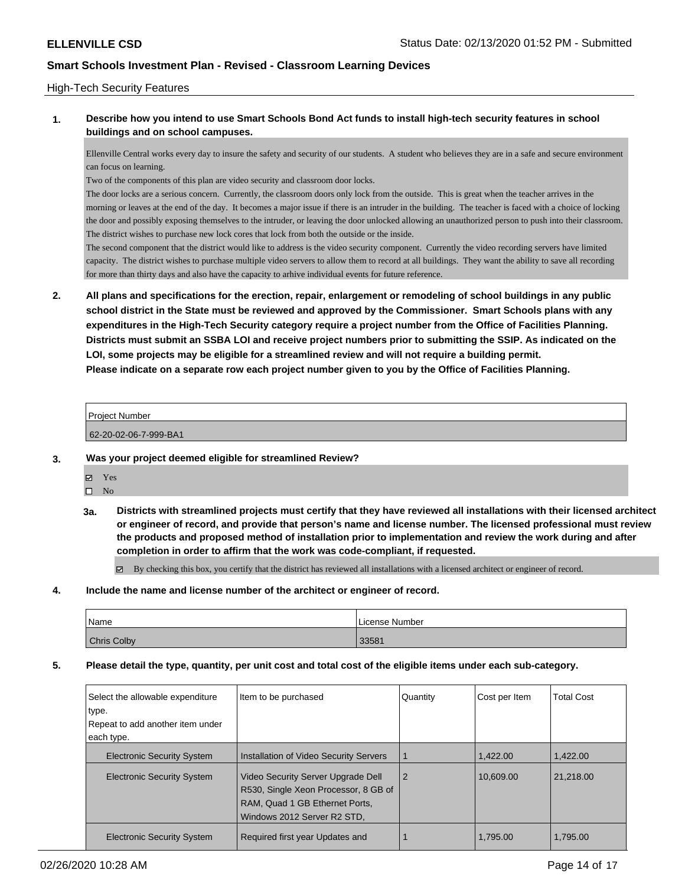High-Tech Security Features

**1. Describe how you intend to use Smart Schools Bond Act funds to install high-tech security features in school buildings and on school campuses.**

Ellenville Central works every day to insure the safety and security of our students. A student who believes they are in a safe and secure environment can focus on learning.
Two of the components of this plan are video security and classroom door locks.
The door locks are a serious concern. Currently, the classroom doors only lock from the outside. This is great when the teacher arrives in the morning or leaves at the end of the day. It becomes a major issue if there is an intruder in the building. The teacher is faced with a choice of locking the door and possibly exposing themselves to the intruder, or leaving the door unlocked allowing an unauthorized person to push into their classroom. The district wishes to purchase new lock cores that lock from both the outside or the inside.
The second component that the district would like to address is the video security component. Currently the video recording servers have limited capacity. The district wishes to purchase multiple video servers to allow them to record at all buildings. They want the ability to save all recording for more than thirty days and also have the capacity to arhive individual events for future reference.

**2. All plans and specifications for the erection, repair, enlargement or remodeling of school buildings in any public school district in the State must be reviewed and approved by the Commissioner. Smart Schools plans with any expenditures in the High-Tech Security category require a project number from the Office of Facilities Planning. Districts must submit an SSBA LOI and receive project numbers prior to submitting the SSIP. As indicated on the LOI, some projects may be eligible for a streamlined review and will not require a building permit.**
**Please indicate on a separate row each project number given to you by the Office of Facilities Planning.**

| Project Number |
|---|
| 62-20-02-06-7-999-BA1 |

**3. Was your project deemed eligible for streamlined Review?**

☑ Yes
☐ No

**3a. Districts with streamlined projects must certify that they have reviewed all installations with their licensed architect or engineer of record, and provide that person's name and license number. The licensed professional must review the products and proposed method of installation prior to implementation and review the work during and after completion in order to affirm that the work was code-compliant, if requested.**

☑ By checking this box, you certify that the district has reviewed all installations with a licensed architect or engineer of record.

**4. Include the name and license number of the architect or engineer of record.**

| Name | License Number |
|---|---|
| Chris Colby | 33581 |

**5. Please detail the type, quantity, per unit cost and total cost of the eligible items under each sub-category.**

| Select the allowable expenditure type. Repeat to add another item under each type. | Item to be purchased | Quantity | Cost per Item | Total Cost |
|---|---|---|---|---|
| Electronic Security System | Installation of Video Security Servers | 1 | 1,422.00 | 1,422.00 |
| Electronic Security System | Video Security Server Upgrade Dell R530, Single Xeon Processor, 8 GB of RAM, Quad 1 GB Ethernet Ports, Windows 2012 Server R2 STD, | 2 | 10,609.00 | 21,218.00 |
| Electronic Security System | Required first year Updates and | 1 | 1,795.00 | 1,795.00 |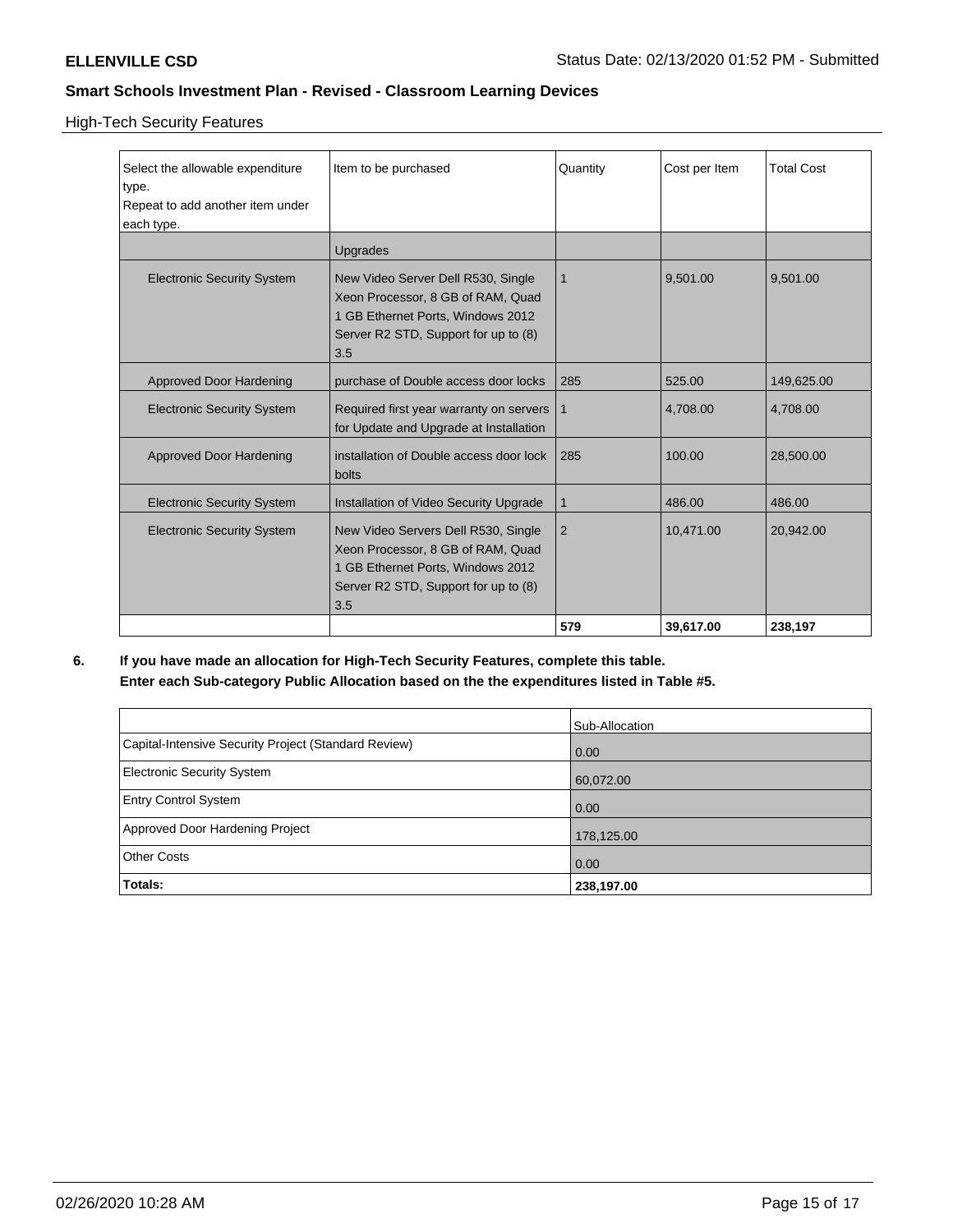**ELLENVILLE CSD** Status Date: 02/13/2020 01:52 PM - Submitted

**Smart Schools Investment Plan - Revised - Classroom Learning Devices**

High-Tech Security Features

| Select the allowable expenditure type.<br>Repeat to add another item under each type. | Item to be purchased | Quantity | Cost per Item | Total Cost |
|---|---|---|---|---|
| | Upgrades | | | |
| Electronic Security System | New Video Server Dell R530, Single Xeon Processor, 8 GB of RAM, Quad 1 GB Ethernet Ports, Windows 2012 Server R2 STD, Support for up to (8) 3.5 | 1 | 9,501.00 | 9,501.00 |
| Approved Door Hardening | purchase of Double access door locks | 285 | 525.00 | 149,625.00 |
| Electronic Security System | Required first year warranty on servers for Update and Upgrade at Installation | 1 | 4,708.00 | 4,708.00 |
| Approved Door Hardening | installation of Double access door lock bolts | 285 | 100.00 | 28,500.00 |
| Electronic Security System | Installation of Video Security Upgrade | 1 | 486.00 | 486.00 |
| Electronic Security System | New Video Servers Dell R530, Single Xeon Processor, 8 GB of RAM, Quad 1 GB Ethernet Ports, Windows 2012 Server R2 STD, Support for up to (8) 3.5 | 2 | 10,471.00 | 20,942.00 |
| | | **579** | **39,617.00** | **238,197** |

**6. If you have made an allocation for High-Tech Security Features, complete this table. Enter each Sub-category Public Allocation based on the the expenditures listed in Table #5.**

| | Sub-Allocation |
|---|---|
| Capital-Intensive Security Project (Standard Review) | 0.00 |
| Electronic Security System | 60,072.00 |
| Entry Control System | 0.00 |
| Approved Door Hardening Project | 178,125.00 |
| Other Costs | 0.00 |
| **Totals:** | **238,197.00** |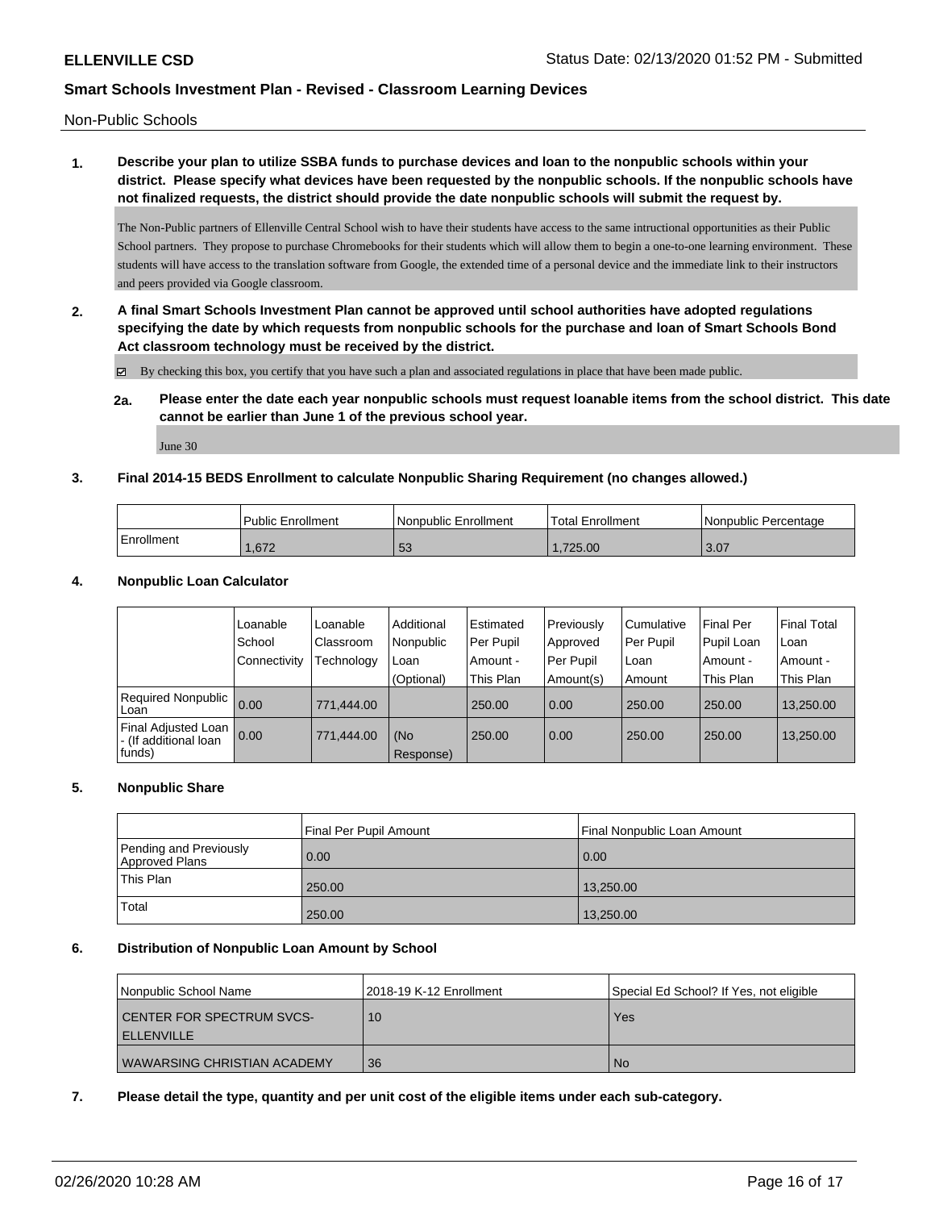Non-Public Schools

**1. Describe your plan to utilize SSBA funds to purchase devices and loan to the nonpublic schools within your district. Please specify what devices have been requested by the nonpublic schools. If the nonpublic schools have not finalized requests, the district should provide the date nonpublic schools will submit the request by.**

The Non-Public partners of Ellenville Central School wish to have their students have access to the same intructional opportunities as their Public School partners. They propose to purchase Chromebooks for their students which will allow them to begin a one-to-one learning environment. These students will have access to the translation software from Google, the extended time of a personal device and the immediate link to their instructors and peers provided via Google classroom.

**2. A final Smart Schools Investment Plan cannot be approved until school authorities have adopted regulations specifying the date by which requests from nonpublic schools for the purchase and loan of Smart Schools Bond Act classroom technology must be received by the district.**

☑ By checking this box, you certify that you have such a plan and associated regulations in place that have been made public.

**2a. Please enter the date each year nonpublic schools must request loanable items from the school district. This date cannot be earlier than June 1 of the previous school year.**

June 30

**3. Final 2014-15 BEDS Enrollment to calculate Nonpublic Sharing Requirement (no changes allowed.)**

| | Public Enrollment | Nonpublic Enrollment | Total Enrollment | Nonpublic Percentage |
|---|---|---|---|---|
| Enrollment | 1,672 | 53 | 1,725.00 | 3.07 |

**4. Nonpublic Loan Calculator**

| | Loanable School Connectivity | Loanable Classroom Technology | Additional Nonpublic Loan (Optional) | Estimated Per Pupil Amount - This Plan | Previously Approved Per Pupil Amount(s) | Cumulative Per Pupil Loan Amount | Final Per Pupil Loan Amount - This Plan | Final Total Loan Amount - This Plan |
|---|---|---|---|---|---|---|---|---|
| Required Nonpublic Loan | 0.00 | 771,444.00 | | 250.00 | 0.00 | 250.00 | 250.00 | 13,250.00 |
| Final Adjusted Loan - (If additional loan funds) | 0.00 | 771,444.00 | (No Response) | 250.00 | 0.00 | 250.00 | 250.00 | 13,250.00 |

**5. Nonpublic Share**

| | Final Per Pupil Amount | Final Nonpublic Loan Amount |
|---|---|---|
| Pending and Previously Approved Plans | 0.00 | 0.00 |
| This Plan | 250.00 | 13,250.00 |
| Total | 250.00 | 13,250.00 |

**6. Distribution of Nonpublic Loan Amount by School**

| Nonpublic School Name | 2018-19 K-12 Enrollment | Special Ed School? If Yes, not eligible |
|---|---|---|
| CENTER FOR SPECTRUM SVCS-ELLENVILLE | 10 | Yes |
| WAWARSING CHRISTIAN ACADEMY | 36 | No |

**7. Please detail the type, quantity and per unit cost of the eligible items under each sub-category.**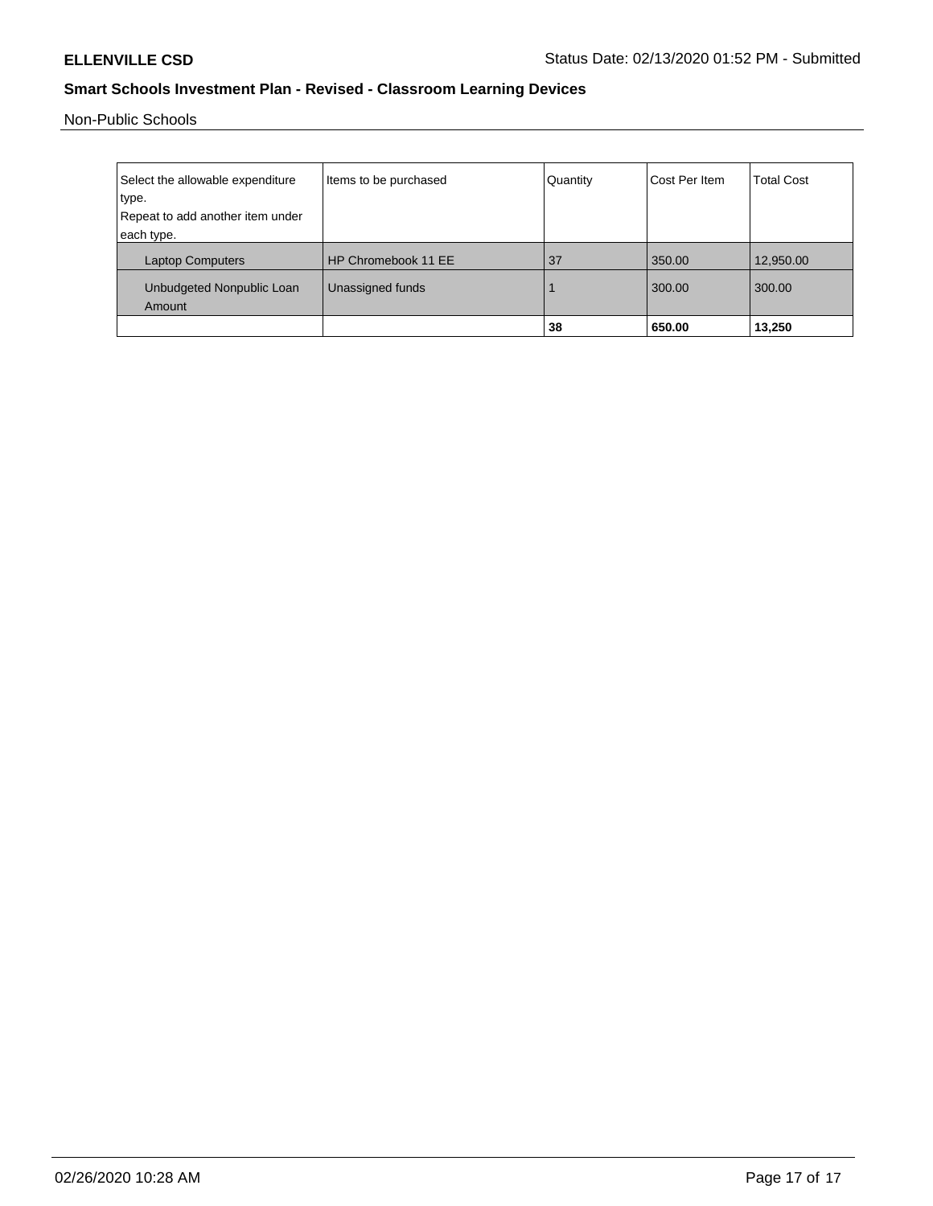**ELLENVILLE CSD** Status Date: 02/13/2020 01:52 PM - Submitted

**Smart Schools Investment Plan - Revised - Classroom Learning Devices**

Non-Public Schools

| Select the allowable expenditure type. Repeat to add another item under each type. | Items to be purchased | Quantity | Cost Per Item | Total Cost |
|---|---|---|---|---|
| Laptop Computers | HP Chromebook 11 EE | 37 | 350.00 | 12,950.00 |
| Unbudgeted Nonpublic Loan Amount | Unassigned funds | 1 | 300.00 | 300.00 |
| | | **38** | **650.00** | **13,250** |